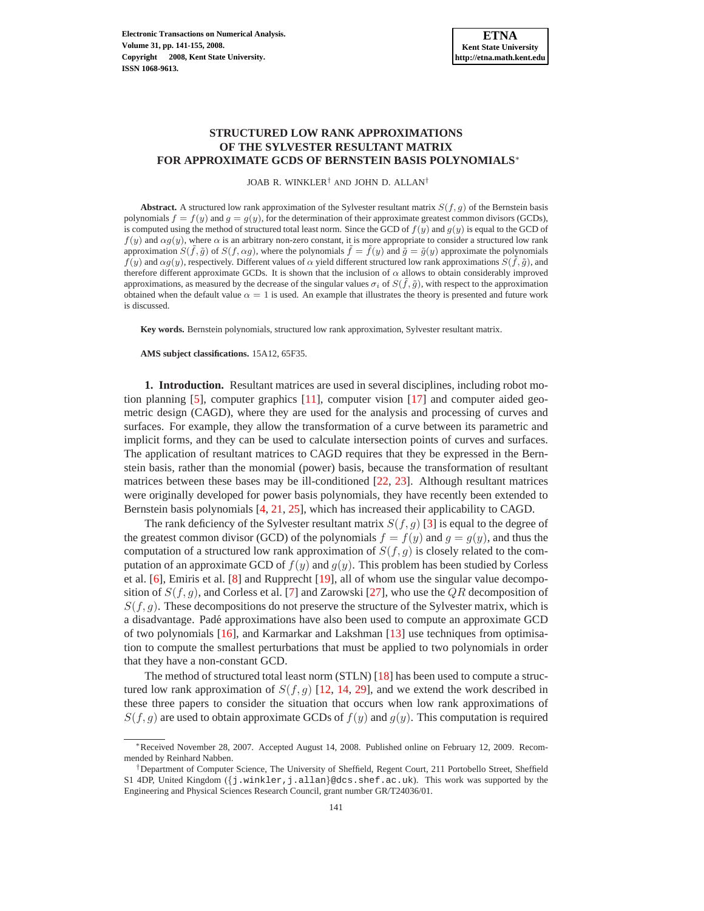# STRUCTURED LOW RANK APPROXIMATIONS OF THE SYLVESTER RESULTANT MATRIX FOR APPROXIMATE GCDS OF BERNSTEIN BASIS POLYNOMIALS*

JOAB R. WINKLER† AND JOHN D. ALLAN†

**Abstract.** A structured low rank approximation of the Sylvester resultant matrix $S(f, g)$ of the Bernstein basis polynomials $f = f(y)$ and $g = g(y)$, for the determination of their approximate greatest common divisors (GCDs), is computed using the method of structured total least norm. Since the GCD of $f(y)$ and $g(y)$ is equal to the GCD of $f(y)$ and $\alpha g(y)$, where $\alpha$ is an arbitrary non-zero constant, it is more appropriate to consider a structured low rank approximation $S(\tilde{f}, \tilde{g})$ of $S(f, \alpha g)$, where the polynomials $\tilde{f} = \tilde{f}(y)$ and $\tilde{g} = \tilde{g}(y)$ approximate the polynomials $f(y)$ and $\alpha g(y)$, respectively. Different values of $\alpha$ yield different structured low rank approximations $S(\tilde{f}, \tilde{g})$, and therefore different approximate GCDs. It is shown that the inclusion of $\alpha$ allows to obtain considerably improved approximations, as measured by the decrease of the singular values $\sigma_i$ of $S(\tilde{f}, \tilde{g})$, with respect to the approximation obtained when the default value $\alpha = 1$ is used. An example that illustrates the theory is presented and future work is discussed.

**Key words.** Bernstein polynomials, structured low rank approximation, Sylvester resultant matrix.

**AMS subject classifications.** 15A12, 65F35.

## 1. Introduction.

Resultant matrices are used in several disciplines, including robot motion planning [5], computer graphics [11], computer vision [17] and computer aided geometric design (CAGD), where they are used for the analysis and processing of curves and surfaces. For example, they allow the transformation of a curve between its parametric and implicit forms, and they can be used to calculate intersection points of curves and surfaces. The application of resultant matrices to CAGD requires that they be expressed in the Bernstein basis, rather than the monomial (power) basis, because the transformation of resultant matrices between these bases may be ill-conditioned [22, 23]. Although resultant matrices were originally developed for power basis polynomials, they have recently been extended to Bernstein basis polynomials [4, 21, 25], which has increased their applicability to CAGD.

The rank deficiency of the Sylvester resultant matrix $S(f, g)$ [3] is equal to the degree of the greatest common divisor (GCD) of the polynomials $f = f(y)$ and $g = g(y)$, and thus the computation of a structured low rank approximation of $S(f, g)$ is closely related to the computation of an approximate GCD of $f(y)$ and $g(y)$. This problem has been studied by Corless et al. [6], Emiris et al. [8] and Rupprecht [19], all of whom use the singular value decomposition of $S(f, g)$, and Corless et al. [7] and Zarowski [27], who use the $QR$ decomposition of $S(f, g)$. These decompositions do not preserve the structure of the Sylvester matrix, which is a disadvantage. Padé approximations have also been used to compute an approximate GCD of two polynomials [16], and Karmarkar and Lakshman [13] use techniques from optimisation to compute the smallest perturbations that must be applied to two polynomials in order that they have a non-constant GCD.

The method of structured total least norm (STLN) [18] has been used to compute a structured low rank approximation of $S(f, g)$ [12, 14, 29], and we extend the work described in these three papers to consider the situation that occurs when low rank approximations of $S(f, g)$ are used to obtain approximate GCDs of $f(y)$ and $g(y)$. This computation is required

---

*Received November 28, 2007. Accepted August 14, 2008. Published online on February 12, 2009. Recommended by Reinhard Nabben.

†Department of Computer Science, The University of Sheffield, Regent Court, 211 Portobello Street, Sheffield S1 4DP, United Kingdom ({j.winkler,j.allan}@dcs.shef.ac.uk). This work was supported by the Engineering and Physical Sciences Research Council, grant number GR/T24036/01.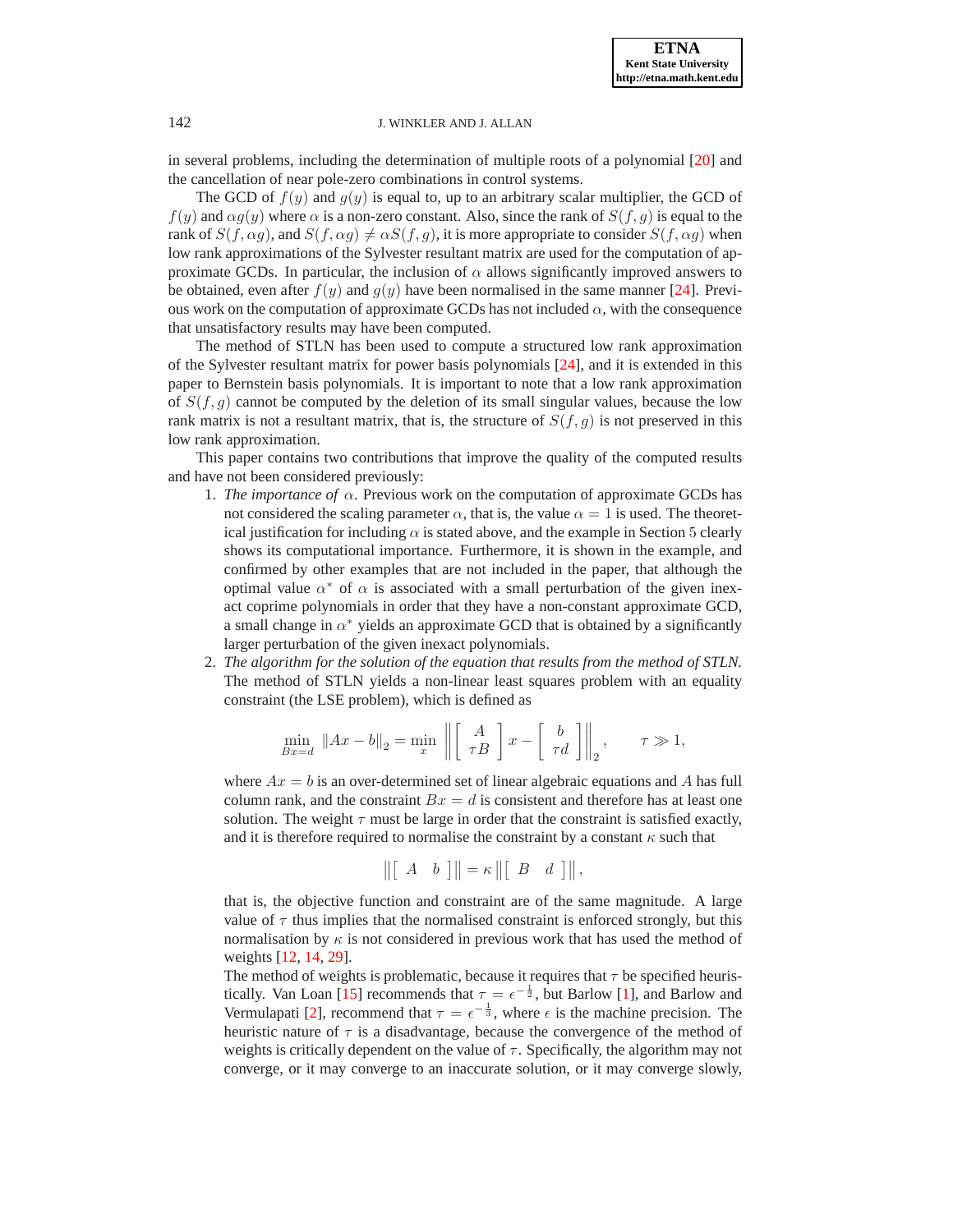in several problems, including the determination of multiple roots of a polynomial [20] and the cancellation of near pole-zero combinations in control systems.

The GCD of $f(y)$ and $g(y)$ is equal to, up to an arbitrary scalar multiplier, the GCD of $f(y)$ and $\alpha g(y)$ where $\alpha$ is a non-zero constant. Also, since the rank of $S(f,g)$ is equal to the rank of $S(f,\alpha g)$, and $S(f,\alpha g) \neq \alpha S(f,g)$, it is more appropriate to consider $S(f,\alpha g)$ when low rank approximations of the Sylvester resultant matrix are used for the computation of approximate GCDs. In particular, the inclusion of $\alpha$ allows significantly improved answers to be obtained, even after $f(y)$ and $g(y)$ have been normalised in the same manner [24]. Previous work on the computation of approximate GCDs has not included $\alpha$, with the consequence that unsatisfactory results may have been computed.

The method of STLN has been used to compute a structured low rank approximation of the Sylvester resultant matrix for power basis polynomials [24], and it is extended in this paper to Bernstein basis polynomials. It is important to note that a low rank approximation of $S(f,g)$ cannot be computed by the deletion of its small singular values, because the low rank matrix is not a resultant matrix, that is, the structure of $S(f,g)$ is not preserved in this low rank approximation.

This paper contains two contributions that improve the quality of the computed results and have not been considered previously:

1. *The importance of* $\alpha$. Previous work on the computation of approximate GCDs has not considered the scaling parameter $\alpha$, that is, the value $\alpha = 1$ is used. The theoretical justification for including $\alpha$ is stated above, and the example in Section 5 clearly shows its computational importance. Furthermore, it is shown in the example, and confirmed by other examples that are not included in the paper, that although the optimal value $\alpha^*$ of $\alpha$ is associated with a small perturbation of the given inexact coprime polynomials in order that they have a non-constant approximate GCD, a small change in $\alpha^*$ yields an approximate GCD that is obtained by a significantly larger perturbation of the given inexact polynomials.
2. *The algorithm for the solution of the equation that results from the method of STLN.* The method of STLN yields a non-linear least squares problem with an equality constraint (the LSE problem), which is defined as

$$\min_{Bx=d} \|Ax - b\|_2 = \min_x \left\| \begin{bmatrix} A \\ \tau B \end{bmatrix} x - \begin{bmatrix} b \\ \tau d \end{bmatrix} \right\|_2, \qquad \tau \gg 1,$$

where $Ax = b$ is an over-determined set of linear algebraic equations and $A$ has full column rank, and the constraint $Bx = d$ is consistent and therefore has at least one solution. The weight $\tau$ must be large in order that the constraint is satisfied exactly, and it is therefore required to normalise the constraint by a constant $\kappa$ such that

$$\left\| \begin{bmatrix} A & b \end{bmatrix} \right\| = \kappa \left\| \begin{bmatrix} B & d \end{bmatrix} \right\|,$$

that is, the objective function and constraint are of the same magnitude. A large value of $\tau$ thus implies that the normalised constraint is enforced strongly, but this normalisation by $\kappa$ is not considered in previous work that has used the method of weights [12, 14, 29].

The method of weights is problematic, because it requires that $\tau$ be specified heuristically. Van Loan [15] recommends that $\tau = \epsilon^{-\frac{1}{2}}$, but Barlow [1], and Barlow and Vermulapati [2], recommend that $\tau = \epsilon^{-\frac{1}{3}}$, where $\epsilon$ is the machine precision. The heuristic nature of $\tau$ is a disadvantage, because the convergence of the method of weights is critically dependent on the value of $\tau$. Specifically, the algorithm may not converge, or it may converge to an inaccurate solution, or it may converge slowly,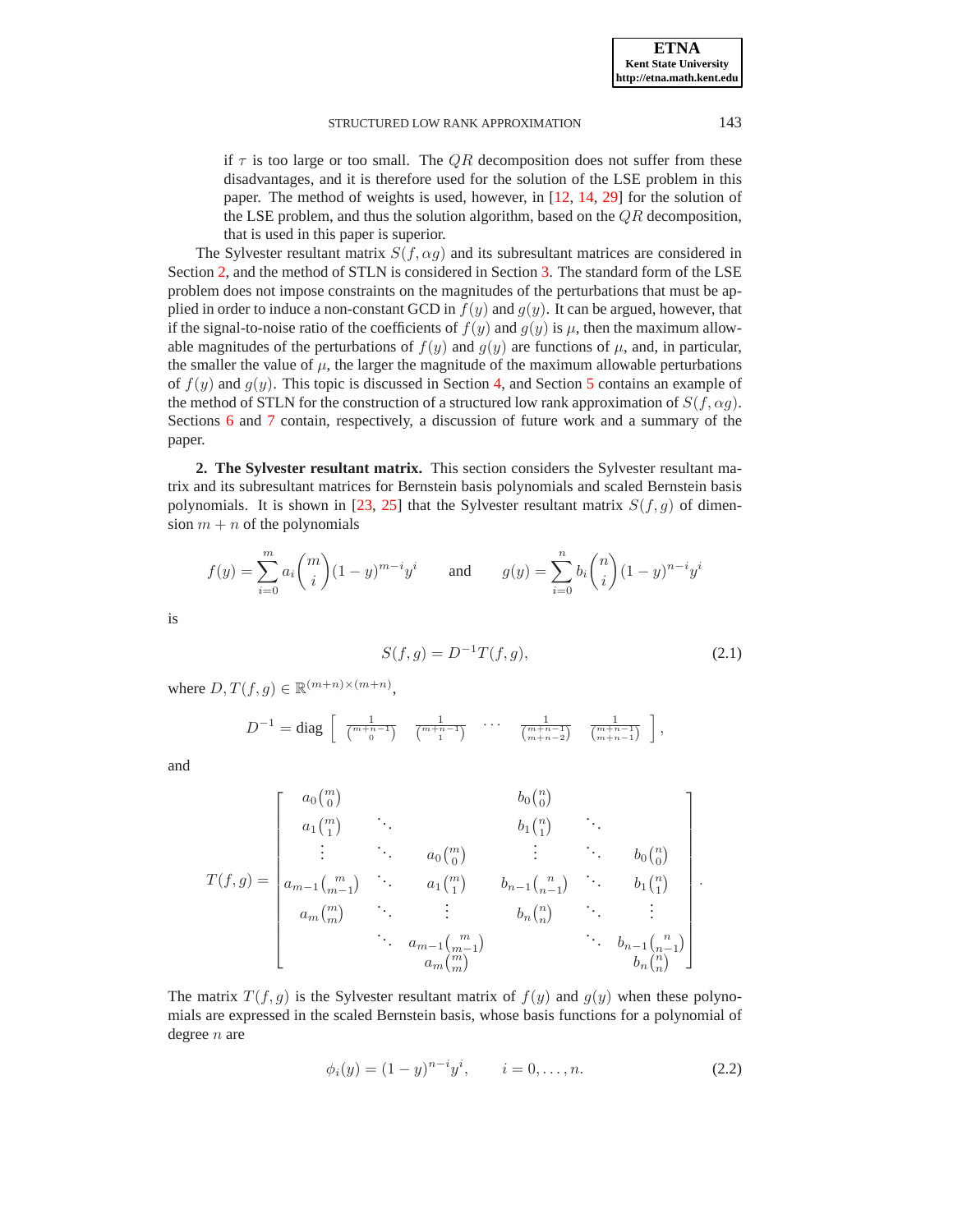if $\tau$ is too large or too small. The $QR$ decomposition does not suffer from these disadvantages, and it is therefore used for the solution of the LSE problem in this paper. The method of weights is used, however, in [12, 14, 29] for the solution of the LSE problem, and thus the solution algorithm, based on the $QR$ decomposition, that is used in this paper is superior.

The Sylvester resultant matrix $S(f, \alpha g)$ and its subresultant matrices are considered in Section 2, and the method of STLN is considered in Section 3. The standard form of the LSE problem does not impose constraints on the magnitudes of the perturbations that must be applied in order to induce a non-constant GCD in $f(y)$ and $g(y)$. It can be argued, however, that if the signal-to-noise ratio of the coefficients of $f(y)$ and $g(y)$ is $\mu$, then the maximum allowable magnitudes of the perturbations of $f(y)$ and $g(y)$ are functions of $\mu$, and, in particular, the smaller the value of $\mu$, the larger the magnitude of the maximum allowable perturbations of $f(y)$ and $g(y)$. This topic is discussed in Section 4, and Section 5 contains an example of the method of STLN for the construction of a structured low rank approximation of $S(f, \alpha g)$. Sections 6 and 7 contain, respectively, a discussion of future work and a summary of the paper.

**2. The Sylvester resultant matrix.** This section considers the Sylvester resultant matrix and its subresultant matrices for Bernstein basis polynomials and scaled Bernstein basis polynomials. It is shown in [23, 25] that the Sylvester resultant matrix $S(f, g)$ of dimension $m + n$ of the polynomials

$$f(y) = \sum_{i=0}^{m} a_i \binom{m}{i} (1-y)^{m-i} y^i \qquad \text{and} \qquad g(y) = \sum_{i=0}^{n} b_i \binom{n}{i} (1-y)^{n-i} y^i$$

is

$$S(f, g) = D^{-1} T(f, g), \tag{2.1}$$

where $D, T(f, g) \in \mathbb{R}^{(m+n) \times (m+n)}$,

$$D^{-1} = \text{diag} \begin{bmatrix} \frac{1}{\binom{m+n-1}{0}} & \frac{1}{\binom{m+n-1}{1}} & \cdots & \frac{1}{\binom{m+n-1}{m+n-2}} & \frac{1}{\binom{m+n-1}{m+n-1}} \end{bmatrix},$$

and

$$T(f, g) = \begin{bmatrix} a_0 \binom{m}{0} & & & b_0 \binom{n}{0} & & \\ a_1 \binom{m}{1} & \ddots & & b_1 \binom{n}{1} & \ddots & \\ \vdots & \ddots & a_0 \binom{m}{0} & \vdots & \ddots & b_0 \binom{n}{0} \\ a_{m-1} \binom{m}{m-1} & \ddots & a_1 \binom{m}{1} & b_{n-1} \binom{n}{n-1} & \ddots & b_1 \binom{n}{1} \\ a_m \binom{m}{m} & \ddots & \vdots & b_n \binom{n}{n} & \ddots & \vdots \\ & \ddots & a_{m-1} \binom{m}{m-1} & & \ddots & b_{n-1} \binom{n}{n-1} \\ & & a_m \binom{m}{m} & & & b_n \binom{n}{n} \end{bmatrix}.$$

The matrix $T(f, g)$ is the Sylvester resultant matrix of $f(y)$ and $g(y)$ when these polynomials are expressed in the scaled Bernstein basis, whose basis functions for a polynomial of degree $n$ are

$$\phi_i(y) = (1-y)^{n-i} y^i, \qquad i = 0, \ldots, n. \tag{2.2}$$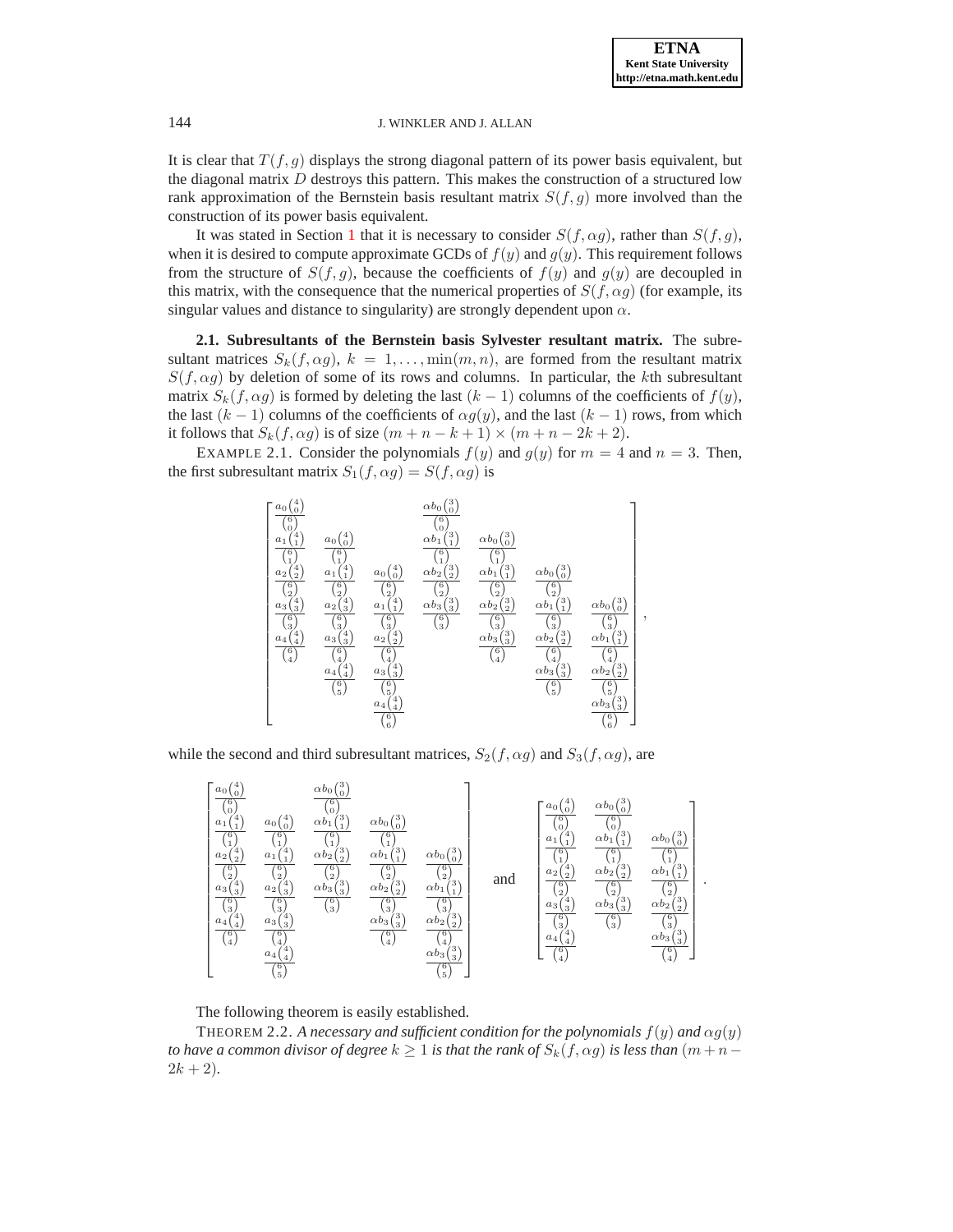It is clear that $T(f,g)$ displays the strong diagonal pattern of its power basis equivalent, but the diagonal matrix $D$ destroys this pattern. This makes the construction of a structured low rank approximation of the Bernstein basis resultant matrix $S(f,g)$ more involved than the construction of its power basis equivalent.

It was stated in Section 1 that it is necessary to consider $S(f,\alpha g)$, rather than $S(f,g)$, when it is desired to compute approximate GCDs of $f(y)$ and $g(y)$. This requirement follows from the structure of $S(f,g)$, because the coefficients of $f(y)$ and $g(y)$ are decoupled in this matrix, with the consequence that the numerical properties of $S(f,\alpha g)$ (for example, its singular values and distance to singularity) are strongly dependent upon $\alpha$.

**2.1. Subresultants of the Bernstein basis Sylvester resultant matrix.** The subresultant matrices $S_k(f,\alpha g)$, $k=1,\ldots,\min(m,n)$, are formed from the resultant matrix $S(f,\alpha g)$ by deletion of some of its rows and columns. In particular, the $k$th subresultant matrix $S_k(f,\alpha g)$ is formed by deleting the last $(k-1)$ columns of the coefficients of $f(y)$, the last $(k-1)$ columns of the coefficients of $\alpha g(y)$, and the last $(k-1)$ rows, from which it follows that $S_k(f,\alpha g)$ is of size $(m+n-k+1)\times(m+n-2k+2)$.

EXAMPLE 2.1. Consider the polynomials $f(y)$ and $g(y)$ for $m=4$ and $n=3$. Then, the first subresultant matrix $S_1(f,\alpha g)=S(f,\alpha g)$ is

$$
\begin{bmatrix}
\frac{a_0\binom{4}{0}}{\binom{6}{0}} & & & \frac{\alpha b_0\binom{3}{0}}{\binom{6}{0}} & & & \\
\frac{a_1\binom{4}{1}}{\binom{6}{1}} & \frac{a_0\binom{4}{0}}{\binom{6}{1}} & & \frac{\alpha b_1\binom{3}{1}}{\binom{6}{1}} & \frac{\alpha b_0\binom{3}{0}}{\binom{6}{1}} & & \\
\frac{a_2\binom{4}{2}}{\binom{6}{2}} & \frac{a_1\binom{4}{1}}{\binom{6}{2}} & \frac{a_0\binom{4}{0}}{\binom{6}{2}} & \frac{\alpha b_2\binom{3}{2}}{\binom{6}{2}} & \frac{\alpha b_1\binom{3}{1}}{\binom{6}{2}} & \frac{\alpha b_0\binom{3}{0}}{\binom{6}{2}} & \\
\frac{a_3\binom{4}{3}}{\binom{6}{3}} & \frac{a_2\binom{4}{2}}{\binom{6}{3}} & \frac{a_1\binom{4}{1}}{\binom{6}{3}} & \frac{\alpha b_3\binom{3}{3}}{\binom{6}{3}} & \frac{\alpha b_2\binom{3}{2}}{\binom{6}{3}} & \frac{\alpha b_1\binom{3}{1}}{\binom{6}{3}} & \frac{\alpha b_0\binom{3}{0}}{\binom{6}{3}} \\
\frac{a_4\binom{4}{4}}{\binom{6}{4}} & \frac{a_3\binom{4}{3}}{\binom{6}{4}} & \frac{a_2\binom{4}{2}}{\binom{6}{4}} & & \frac{\alpha b_3\binom{3}{3}}{\binom{6}{4}} & \frac{\alpha b_2\binom{3}{2}}{\binom{6}{4}} & \frac{\alpha b_1\binom{3}{1}}{\binom{6}{4}} \\
 & \frac{a_4\binom{4}{4}}{\binom{6}{5}} & \frac{a_3\binom{4}{3}}{\binom{6}{5}} & & & \frac{\alpha b_3\binom{3}{3}}{\binom{6}{5}} & \frac{\alpha b_2\binom{3}{2}}{\binom{6}{5}} \\
 & & \frac{a_4\binom{4}{4}}{\binom{6}{6}} & & & & \frac{\alpha b_3\binom{3}{3}}{\binom{6}{6}}
\end{bmatrix},
$$

while the second and third subresultant matrices, $S_2(f,\alpha g)$ and $S_3(f,\alpha g)$, are

$$
\begin{bmatrix}
\frac{a_0\binom{4}{0}}{\binom{5}{0}} & & \frac{\alpha b_0\binom{3}{0}}{\binom{5}{0}} & & \\
\frac{a_1\binom{4}{1}}{\binom{5}{1}} & \frac{a_0\binom{4}{0}}{\binom{5}{1}} & \frac{\alpha b_1\binom{3}{1}}{\binom{5}{1}} & \frac{\alpha b_0\binom{3}{0}}{\binom{5}{1}} & \\
\frac{a_2\binom{4}{2}}{\binom{5}{2}} & \frac{a_1\binom{4}{1}}{\binom{5}{2}} & \frac{\alpha b_2\binom{3}{2}}{\binom{5}{2}} & \frac{\alpha b_1\binom{3}{1}}{\binom{5}{2}} & \frac{\alpha b_0\binom{3}{0}}{\binom{5}{2}} \\
\frac{a_3\binom{4}{3}}{\binom{5}{3}} & \frac{a_2\binom{4}{2}}{\binom{5}{3}} & \frac{\alpha b_3\binom{3}{3}}{\binom{5}{3}} & \frac{\alpha b_2\binom{3}{2}}{\binom{5}{3}} & \frac{\alpha b_1\binom{3}{1}}{\binom{5}{3}} \\
\frac{a_4\binom{4}{4}}{\binom{5}{4}} & \frac{a_3\binom{4}{3}}{\binom{5}{4}} & & \frac{\alpha b_3\binom{3}{3}}{\binom{5}{4}} & \frac{\alpha b_2\binom{3}{2}}{\binom{5}{4}} \\
 & \frac{a_4\binom{4}{4}}{\binom{5}{5}} & & & \frac{\alpha b_3\binom{3}{3}}{\binom{5}{5}}
\end{bmatrix}
\quad \text{and} \quad
\begin{bmatrix}
\frac{a_0\binom{4}{0}}{\binom{4}{0}} & \frac{\alpha b_0\binom{3}{0}}{\binom{4}{0}} & \\
\frac{a_1\binom{4}{1}}{\binom{4}{1}} & \frac{\alpha b_1\binom{3}{1}}{\binom{4}{1}} & \frac{\alpha b_0\binom{3}{0}}{\binom{4}{1}} \\
\frac{a_2\binom{4}{2}}{\binom{4}{2}} & \frac{\alpha b_2\binom{3}{2}}{\binom{4}{2}} & \frac{\alpha b_1\binom{3}{1}}{\binom{4}{2}} \\
\frac{a_3\binom{4}{3}}{\binom{4}{3}} & \frac{\alpha b_3\binom{3}{3}}{\binom{4}{3}} & \frac{\alpha b_2\binom{3}{2}}{\binom{4}{3}} \\
\frac{a_4\binom{4}{4}}{\binom{4}{4}} & & \frac{\alpha b_3\binom{3}{3}}{\binom{4}{4}}
\end{bmatrix}.
$$

The following theorem is easily established.

THEOREM 2.2. *A necessary and sufficient condition for the polynomials $f(y)$ and $\alpha g(y)$ to have a common divisor of degree $k\geq 1$ is that the rank of $S_k(f,\alpha g)$ is less than $(m+n-2k+2)$.*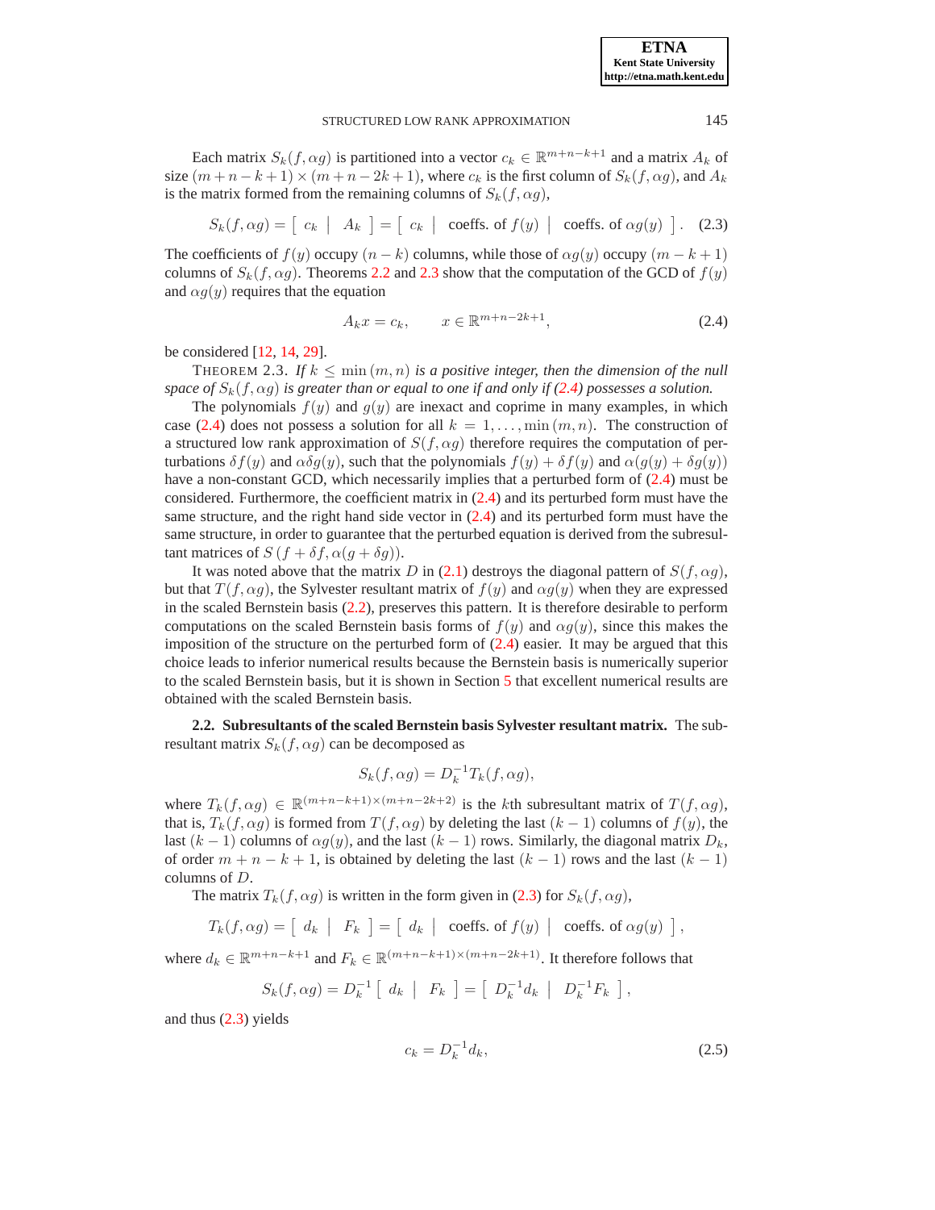Each matrix $S_k(f, \alpha g)$ is partitioned into a vector $c_k \in \mathbb{R}^{m+n-k+1}$ and a matrix $A_k$ of size $(m+n-k+1) \times (m+n-2k+1)$, where $c_k$ is the first column of $S_k(f, \alpha g)$, and $A_k$ is the matrix formed from the remaining columns of $S_k(f, \alpha g)$,

$$S_k(f, \alpha g) = \left[ \begin{array}{c|c} c_k & A_k \end{array} \right] = \left[ \begin{array}{c|c|c} c_k & \text{coeffs. of } f(y) & \text{coeffs. of } \alpha g(y) \end{array} \right]. \quad (2.3)$$

The coefficients of $f(y)$ occupy $(n-k)$ columns, while those of $\alpha g(y)$ occupy $(m-k+1)$ columns of $S_k(f, \alpha g)$. Theorems 2.2 and 2.3 show that the computation of the GCD of $f(y)$ and $\alpha g(y)$ requires that the equation

$$A_k x = c_k, \qquad x \in \mathbb{R}^{m+n-2k+1}, \quad (2.4)$$

be considered [12, 14, 29].

THEOREM 2.3. *If $k \leq \min(m, n)$ is a positive integer, then the dimension of the null space of $S_k(f, \alpha g)$ is greater than or equal to one if and only if (2.4) possesses a solution.*

The polynomials $f(y)$ and $g(y)$ are inexact and coprime in many examples, in which case (2.4) does not possess a solution for all $k = 1, \ldots, \min(m, n)$. The construction of a structured low rank approximation of $S(f, \alpha g)$ therefore requires the computation of perturbations $\delta f(y)$ and $\alpha \delta g(y)$, such that the polynomials $f(y) + \delta f(y)$ and $\alpha(g(y) + \delta g(y))$ have a non-constant GCD, which necessarily implies that a perturbed form of (2.4) must be considered. Furthermore, the coefficient matrix in (2.4) and its perturbed form must have the same structure, and the right hand side vector in (2.4) and its perturbed form must have the same structure, in order to guarantee that the perturbed equation is derived from the subresultant matrices of $S(f + \delta f, \alpha(g + \delta g))$.

It was noted above that the matrix $D$ in (2.1) destroys the diagonal pattern of $S(f, \alpha g)$, but that $T(f, \alpha g)$, the Sylvester resultant matrix of $f(y)$ and $\alpha g(y)$ when they are expressed in the scaled Bernstein basis (2.2), preserves this pattern. It is therefore desirable to perform computations on the scaled Bernstein basis forms of $f(y)$ and $\alpha g(y)$, since this makes the imposition of the structure on the perturbed form of (2.4) easier. It may be argued that this choice leads to inferior numerical results because the Bernstein basis is numerically superior to the scaled Bernstein basis, but it is shown in Section 5 that excellent numerical results are obtained with the scaled Bernstein basis.

**2.2. Subresultants of the scaled Bernstein basis Sylvester resultant matrix.** The subresultant matrix $S_k(f, \alpha g)$ can be decomposed as

$$S_k(f, \alpha g) = D_k^{-1} T_k(f, \alpha g),$$

where $T_k(f, \alpha g) \in \mathbb{R}^{(m+n-k+1) \times (m+n-2k+2)}$ is the $k$th subresultant matrix of $T(f, \alpha g)$, that is, $T_k(f, \alpha g)$ is formed from $T(f, \alpha g)$ by deleting the last $(k-1)$ columns of $f(y)$, the last $(k-1)$ columns of $\alpha g(y)$, and the last $(k-1)$ rows. Similarly, the diagonal matrix $D_k$, of order $m+n-k+1$, is obtained by deleting the last $(k-1)$ rows and the last $(k-1)$ columns of $D$.

The matrix $T_k(f, \alpha g)$ is written in the form given in (2.3) for $S_k(f, \alpha g)$,

$$T_k(f, \alpha g) = \left[ \begin{array}{c|c} d_k & F_k \end{array} \right] = \left[ \begin{array}{c|c|c} d_k & \text{coeffs. of } f(y) & \text{coeffs. of } \alpha g(y) \end{array} \right],$$

where $d_k \in \mathbb{R}^{m+n-k+1}$ and $F_k \in \mathbb{R}^{(m+n-k+1) \times (m+n-2k+1)}$. It therefore follows that

$$S_k(f, \alpha g) = D_k^{-1} \left[ \begin{array}{c|c} d_k & F_k \end{array} \right] = \left[ \begin{array}{c|c} D_k^{-1} d_k & D_k^{-1} F_k \end{array} \right],$$

and thus (2.3) yields

$$c_k = D_k^{-1} d_k, \quad (2.5)$$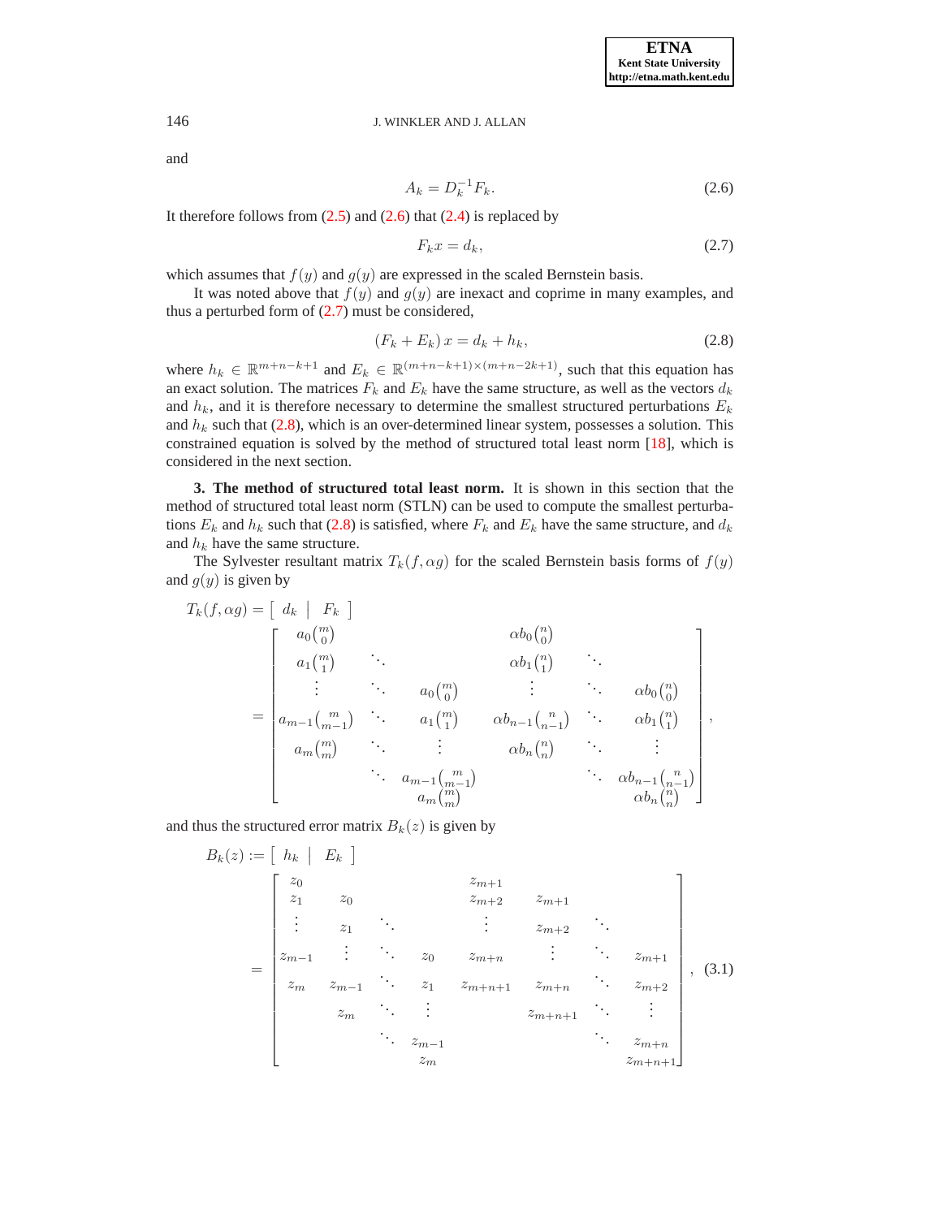and

$$A_k = D_k^{-1} F_k. \tag{2.6}$$

It therefore follows from (2.5) and (2.6) that (2.4) is replaced by

$$F_k x = d_k, \tag{2.7}$$

which assumes that $f(y)$ and $g(y)$ are expressed in the scaled Bernstein basis.

It was noted above that $f(y)$ and $g(y)$ are inexact and coprime in many examples, and thus a perturbed form of (2.7) must be considered,

$$(F_k + E_k)\, x = d_k + h_k, \tag{2.8}$$

where $h_k \in \mathbb{R}^{m+n-k+1}$ and $E_k \in \mathbb{R}^{(m+n-k+1)\times(m+n-2k+1)}$, such that this equation has an exact solution. The matrices $F_k$ and $E_k$ have the same structure, as well as the vectors $d_k$ and $h_k$, and it is therefore necessary to determine the smallest structured perturbations $E_k$ and $h_k$ such that (2.8), which is an over-determined linear system, possesses a solution. This constrained equation is solved by the method of structured total least norm [18], which is considered in the next section.

## 3. The method of structured total least norm.

It is shown in this section that the method of structured total least norm (STLN) can be used to compute the smallest perturbations $E_k$ and $h_k$ such that (2.8) is satisfied, where $F_k$ and $E_k$ have the same structure, and $d_k$ and $h_k$ have the same structure.

The Sylvester resultant matrix $T_k(f, \alpha g)$ for the scaled Bernstein basis forms of $f(y)$ and $g(y)$ is given by

$$T_k(f,\alpha g) = \left[\begin{array}{c|c} d_k & F_k \end{array}\right]$$

$$= \begin{bmatrix}
a_0\binom{m}{0} & & & \alpha b_0\binom{n}{0} & & \\
a_1\binom{m}{1} & \ddots & & \alpha b_1\binom{n}{1} & \ddots & \\
\vdots & \ddots & a_0\binom{m}{0} & \vdots & \ddots & \alpha b_0\binom{n}{0} \\
a_{m-1}\binom{m}{m-1} & \ddots & a_1\binom{m}{1} & \alpha b_{n-1}\binom{n}{n-1} & \ddots & \alpha b_1\binom{n}{1} \\
a_m\binom{m}{m} & \ddots & \vdots & \alpha b_n\binom{n}{n} & \ddots & \vdots \\
 & \ddots & a_{m-1}\binom{m}{m-1} & & \ddots & \alpha b_{n-1}\binom{n}{n-1} \\
 & & a_m\binom{m}{m} & & & \alpha b_n\binom{n}{n}
\end{bmatrix},$$

and thus the structured error matrix $B_k(z)$ is given by

$$B_k(z) := \left[\begin{array}{c|c} h_k & E_k \end{array}\right]$$

$$= \begin{bmatrix}
z_0 & & & & z_{m+1} & & & \\
z_1 & z_0 & & & z_{m+2} & z_{m+1} & & \\
\vdots & z_1 & \ddots & & \vdots & z_{m+2} & \ddots & \\
z_{m-1} & \vdots & \ddots & z_0 & z_{m+n} & \vdots & \ddots & z_{m+1} \\
z_m & z_{m-1} & \ddots & z_1 & z_{m+n+1} & z_{m+n} & \ddots & z_{m+2} \\
 & z_m & \ddots & \vdots & & z_{m+n+1} & \ddots & \vdots \\
 & & \ddots & z_{m-1} & & & \ddots & z_{m+n} \\
 & & & z_m & & & & z_{m+n+1}
\end{bmatrix}, \tag{3.1}$$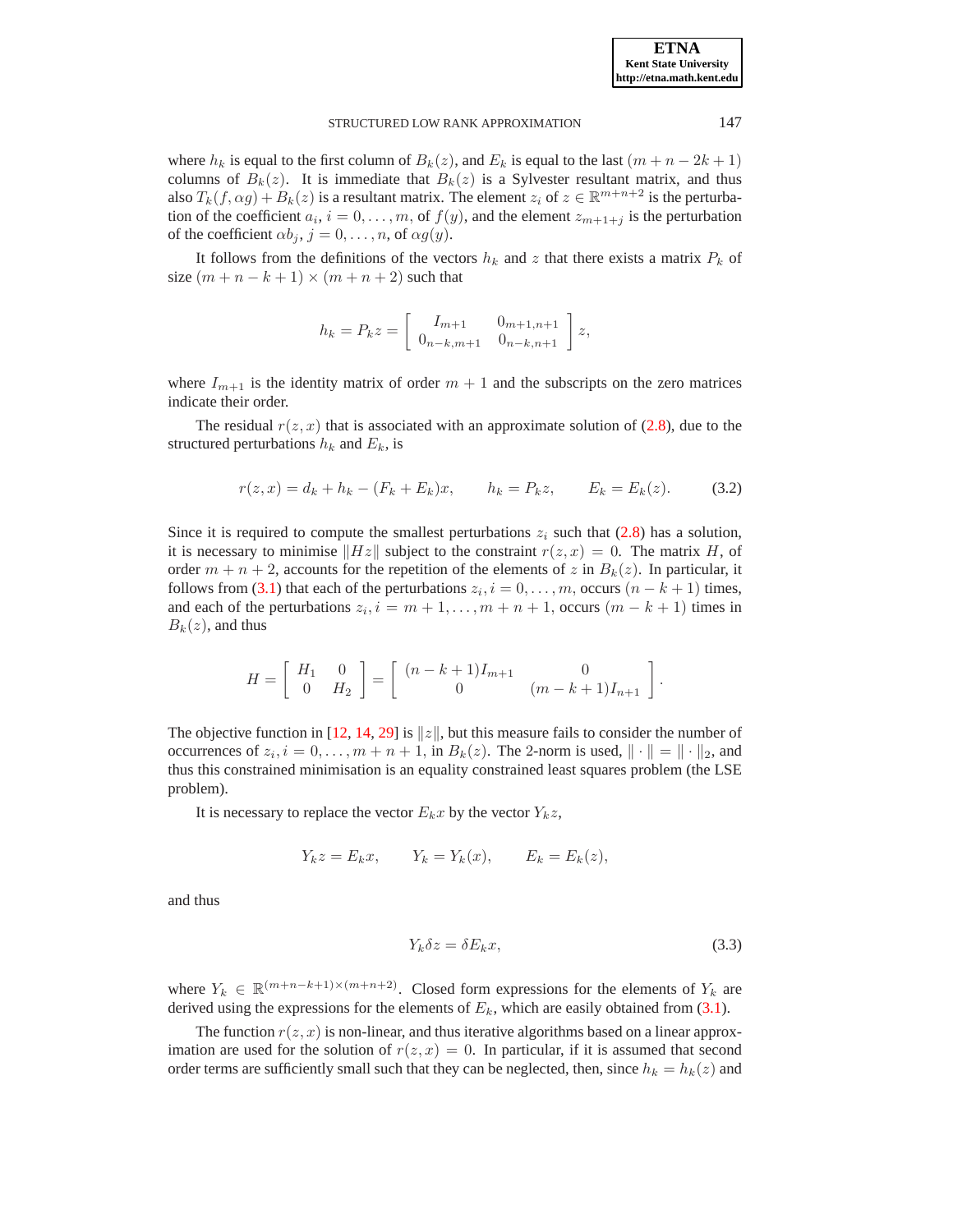where $h_k$ is equal to the first column of $B_k(z)$, and $E_k$ is equal to the last $(m + n - 2k + 1)$ columns of $B_k(z)$. It is immediate that $B_k(z)$ is a Sylvester resultant matrix, and thus also $T_k(f, \alpha g) + B_k(z)$ is a resultant matrix. The element $z_i$ of $z \in \mathbb{R}^{m+n+2}$ is the perturbation of the coefficient $a_i$, $i = 0, \ldots, m$, of $f(y)$, and the element $z_{m+1+j}$ is the perturbation of the coefficient $\alpha b_j$, $j = 0, \ldots, n$, of $\alpha g(y)$.

It follows from the definitions of the vectors $h_k$ and $z$ that there exists a matrix $P_k$ of size $(m + n - k + 1) \times (m + n + 2)$ such that

$$h_k = P_k z = \left[ \begin{array}{cc} I_{m+1} & 0_{m+1,n+1} \\ 0_{n-k,m+1} & 0_{n-k,n+1} \end{array} \right] z,$$

where $I_{m+1}$ is the identity matrix of order $m + 1$ and the subscripts on the zero matrices indicate their order.

The residual $r(z, x)$ that is associated with an approximate solution of (2.8), due to the structured perturbations $h_k$ and $E_k$, is

$$r(z, x) = d_k + h_k - (F_k + E_k)x, \qquad h_k = P_k z, \qquad E_k = E_k(z). \tag{3.2}$$

Since it is required to compute the smallest perturbations $z_i$ such that (2.8) has a solution, it is necessary to minimise $\|Hz\|$ subject to the constraint $r(z, x) = 0$. The matrix $H$, of order $m + n + 2$, accounts for the repetition of the elements of $z$ in $B_k(z)$. In particular, it follows from (3.1) that each of the perturbations $z_i$, $i = 0, \ldots, m$, occurs $(n - k + 1)$ times, and each of the perturbations $z_i$, $i = m + 1, \ldots, m + n + 1$, occurs $(m - k + 1)$ times in $B_k(z)$, and thus

$$H = \left[ \begin{array}{cc} H_1 & 0 \\ 0 & H_2 \end{array} \right] = \left[ \begin{array}{cc} (n - k + 1)I_{m+1} & 0 \\ 0 & (m - k + 1)I_{n+1} \end{array} \right].$$

The objective function in [12, 14, 29] is $\|z\|$, but this measure fails to consider the number of occurrences of $z_i$, $i = 0, \ldots, m + n + 1$, in $B_k(z)$. The 2-norm is used, $\| \cdot \| = \| \cdot \|_2$, and thus this constrained minimisation is an equality constrained least squares problem (the LSE problem).

It is necessary to replace the vector $E_k x$ by the vector $Y_k z$,

$$Y_k z = E_k x, \qquad Y_k = Y_k(x), \qquad E_k = E_k(z),$$

and thus

$$Y_k \delta z = \delta E_k x, \tag{3.3}$$

where $Y_k \in \mathbb{R}^{(m+n-k+1)\times(m+n+2)}$. Closed form expressions for the elements of $Y_k$ are derived using the expressions for the elements of $E_k$, which are easily obtained from (3.1).

The function $r(z, x)$ is non-linear, and thus iterative algorithms based on a linear approximation are used for the solution of $r(z, x) = 0$. In particular, if it is assumed that second order terms are sufficiently small such that they can be neglected, then, since $h_k = h_k(z)$ and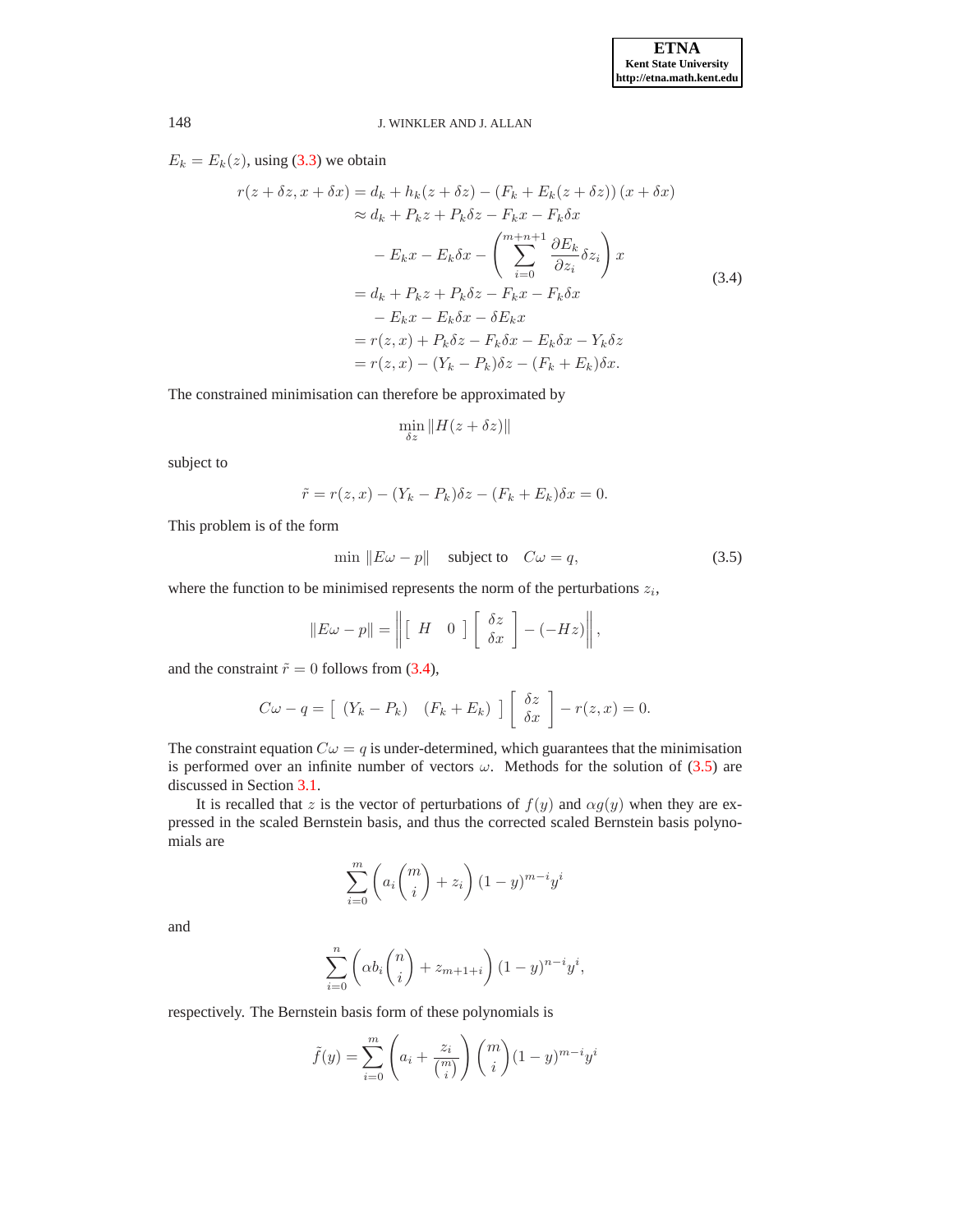$E_k = E_k(z)$, using (3.3) we obtain

$$
\begin{aligned}
r(z+\delta z, x+\delta x) &= d_k + h_k(z+\delta z) - \left(F_k + E_k(z+\delta z)\right)(x+\delta x) \\
&\approx d_k + P_k z + P_k \delta z - F_k x - F_k \delta x \\
&\quad - E_k x - E_k \delta x - \left( \sum_{i=0}^{m+n+1} \frac{\partial E_k}{\partial z_i} \delta z_i \right) x \\
&= d_k + P_k z + P_k \delta z - F_k x - F_k \delta x \\
&\quad - E_k x - E_k \delta x - \delta E_k x \\
&= r(z,x) + P_k \delta z - F_k \delta x - E_k \delta x - Y_k \delta z \\
&= r(z,x) - (Y_k - P_k)\delta z - (F_k + E_k)\delta x.
\end{aligned}
\tag{3.4}
$$

The constrained minimisation can therefore be approximated by

$$
\min_{\delta z} \|H(z+\delta z)\|
$$

subject to

$$
\tilde{r} = r(z,x) - (Y_k - P_k)\delta z - (F_k + E_k)\delta x = 0.
$$

This problem is of the form

$$
\min \|E\omega - p\| \quad \text{subject to} \quad C\omega = q, \tag{3.5}
$$

where the function to be minimised represents the norm of the perturbations $z_i$,

$$
\|E\omega - p\| = \left\| \begin{bmatrix} H & 0 \end{bmatrix} \begin{bmatrix} \delta z \\ \delta x \end{bmatrix} - (-Hz) \right\|,
$$

and the constraint $\tilde{r} = 0$ follows from (3.4),

$$
C\omega - q = \begin{bmatrix} (Y_k - P_k) & (F_k + E_k) \end{bmatrix} \begin{bmatrix} \delta z \\ \delta x \end{bmatrix} - r(z,x) = 0.
$$

The constraint equation $C\omega = q$ is under-determined, which guarantees that the minimisation is performed over an infinite number of vectors $\omega$. Methods for the solution of (3.5) are discussed in Section 3.1.

It is recalled that $z$ is the vector of perturbations of $f(y)$ and $\alpha g(y)$ when they are expressed in the scaled Bernstein basis, and thus the corrected scaled Bernstein basis polynomials are

$$
\sum_{i=0}^{m} \left( a_i \binom{m}{i} + z_i \right) (1-y)^{m-i} y^i
$$

and

$$
\sum_{i=0}^{n} \left( \alpha b_i \binom{n}{i} + z_{m+1+i} \right) (1-y)^{n-i} y^i,
$$

respectively. The Bernstein basis form of these polynomials is

$$
\tilde{f}(y) = \sum_{i=0}^{m} \left( a_i + \frac{z_i}{\binom{m}{i}} \right) \binom{m}{i} (1-y)^{m-i} y^i
$$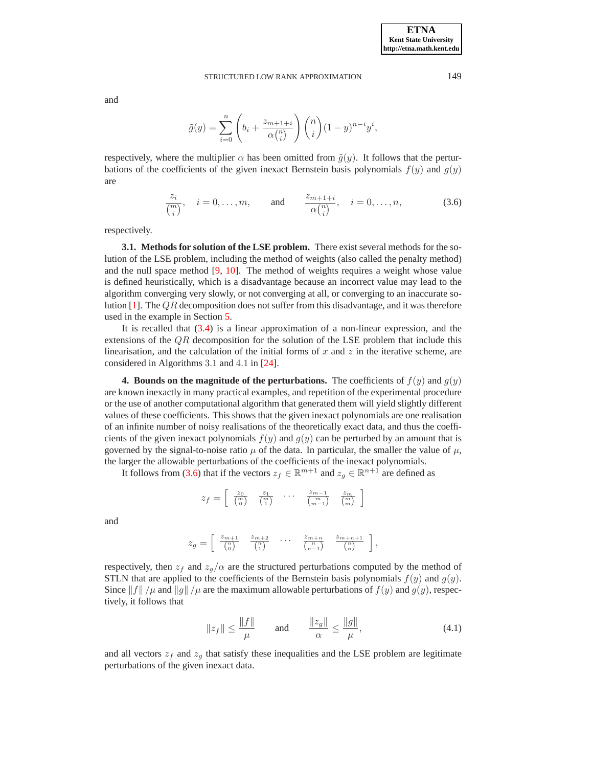and

$$\tilde{g}(y) = \sum_{i=0}^{n} \left( b_i + \frac{z_{m+1+i}}{\alpha \binom{n}{i}} \right) \binom{n}{i} (1-y)^{n-i} y^i,$$

respectively, where the multiplier $\alpha$ has been omitted from $\tilde{g}(y)$. It follows that the perturbations of the coefficients of the given inexact Bernstein basis polynomials $f(y)$ and $g(y)$ are

$$\frac{z_i}{\binom{m}{i}}, \quad i = 0, \ldots, m, \qquad \text{and} \qquad \frac{z_{m+1+i}}{\alpha \binom{n}{i}}, \quad i = 0, \ldots, n, \tag{3.6}$$

respectively.

**3.1. Methods for solution of the LSE problem.** There exist several methods for the solution of the LSE problem, including the method of weights (also called the penalty method) and the null space method [9, 10]. The method of weights requires a weight whose value is defined heuristically, which is a disadvantage because an incorrect value may lead to the algorithm converging very slowly, or not converging at all, or converging to an inaccurate solution [1]. The $QR$ decomposition does not suffer from this disadvantage, and it was therefore used in the example in Section 5.

It is recalled that (3.4) is a linear approximation of a non-linear expression, and the extensions of the $QR$ decomposition for the solution of the LSE problem that include this linearisation, and the calculation of the initial forms of $x$ and $z$ in the iterative scheme, are considered in Algorithms 3.1 and 4.1 in [24].

**4. Bounds on the magnitude of the perturbations.** The coefficients of $f(y)$ and $g(y)$ are known inexactly in many practical examples, and repetition of the experimental procedure or the use of another computational algorithm that generated them will yield slightly different values of these coefficients. This shows that the given inexact polynomials are one realisation of an infinite number of noisy realisations of the theoretically exact data, and thus the coefficients of the given inexact polynomials $f(y)$ and $g(y)$ can be perturbed by an amount that is governed by the signal-to-noise ratio $\mu$ of the data. In particular, the smaller the value of $\mu$, the larger the allowable perturbations of the coefficients of the inexact polynomials.

It follows from (3.6) that if the vectors $z_f \in \mathbb{R}^{m+1}$ and $z_g \in \mathbb{R}^{n+1}$ are defined as

$$z_f = \left[ \begin{array}{ccccc} \frac{z_0}{\binom{m}{0}} & \frac{z_1}{\binom{m}{1}} & \cdots & \frac{z_{m-1}}{\binom{m}{m-1}} & \frac{z_m}{\binom{m}{m}} \end{array} \right]$$

and

$$z_g = \left[ \begin{array}{ccccc} \frac{z_{m+1}}{\binom{n}{0}} & \frac{z_{m+2}}{\binom{n}{1}} & \cdots & \frac{z_{m+n}}{\binom{n}{n-1}} & \frac{z_{m+n+1}}{\binom{n}{n}} \end{array} \right],$$

respectively, then $z_f$ and $z_g/\alpha$ are the structured perturbations computed by the method of STLN that are applied to the coefficients of the Bernstein basis polynomials $f(y)$ and $g(y)$. Since $\|f\|/\mu$ and $\|g\|/\mu$ are the maximum allowable perturbations of $f(y)$ and $g(y)$, respectively, it follows that

$$\|z_f\| \leq \frac{\|f\|}{\mu} \qquad \text{and} \qquad \frac{\|z_g\|}{\alpha} \leq \frac{\|g\|}{\mu}, \tag{4.1}$$

and all vectors $z_f$ and $z_g$ that satisfy these inequalities and the LSE problem are legitimate perturbations of the given inexact data.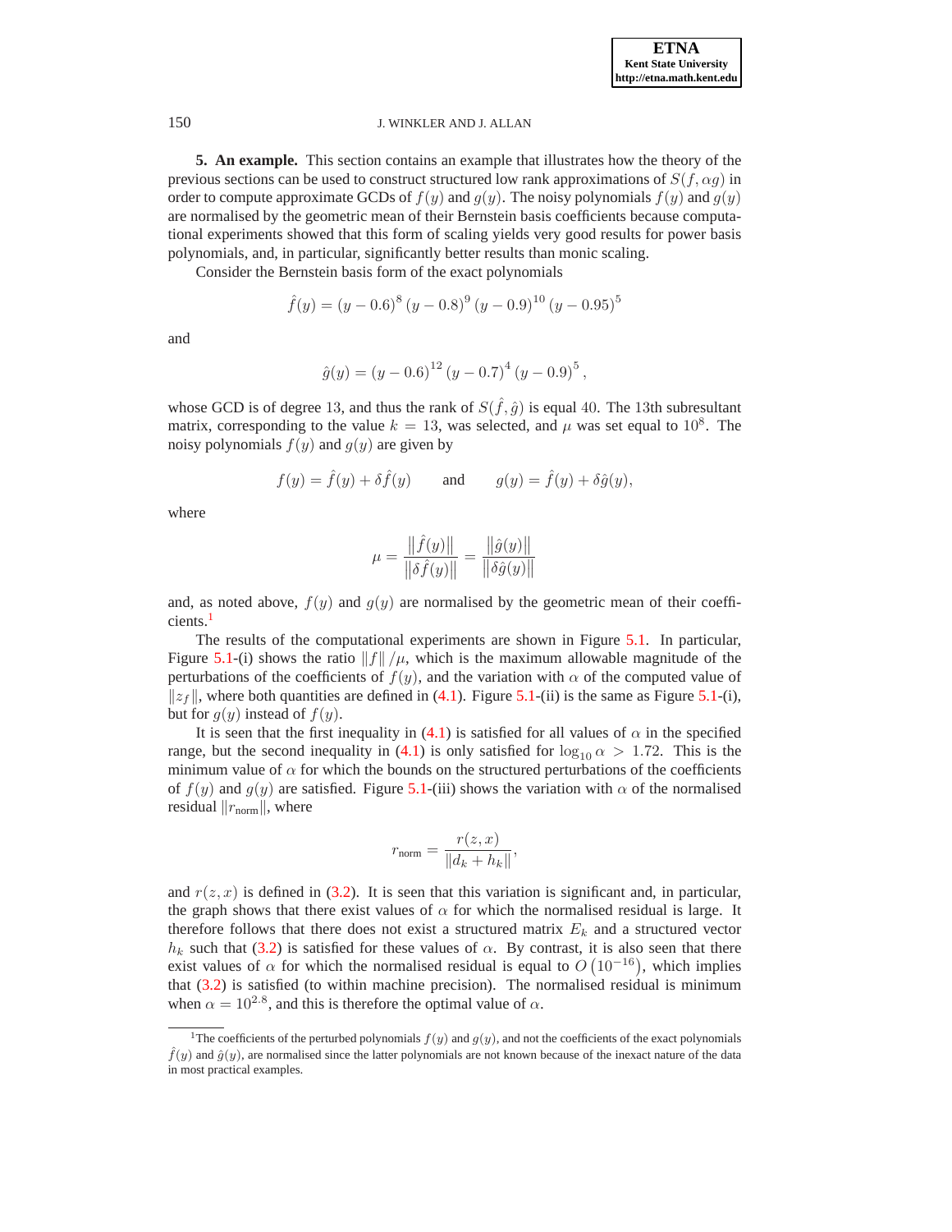**5. An example.** This section contains an example that illustrates how the theory of the previous sections can be used to construct structured low rank approximations of $S(f, \alpha g)$ in order to compute approximate GCDs of $f(y)$ and $g(y)$. The noisy polynomials $f(y)$ and $g(y)$ are normalised by the geometric mean of their Bernstein basis coefficients because computational experiments showed that this form of scaling yields very good results for power basis polynomials, and, in particular, significantly better results than monic scaling.

Consider the Bernstein basis form of the exact polynomials

$$\hat{f}(y) = (y - 0.6)^8 (y - 0.8)^9 (y - 0.9)^{10} (y - 0.95)^5$$

and

$$\hat{g}(y) = (y - 0.6)^{12} (y - 0.7)^4 (y - 0.9)^5,$$

whose GCD is of degree 13, and thus the rank of $S(\hat{f}, \hat{g})$ is equal 40. The 13th subresultant matrix, corresponding to the value $k = 13$, was selected, and $\mu$ was set equal to $10^8$. The noisy polynomials $f(y)$ and $g(y)$ are given by

$$f(y) = \hat{f}(y) + \delta\hat{f}(y) \qquad \text{and} \qquad g(y) = \hat{f}(y) + \delta\hat{g}(y),$$

where

$$\mu = \frac{\left\| \hat{f}(y) \right\|}{\left\| \delta\hat{f}(y) \right\|} = \frac{\left\| \hat{g}(y) \right\|}{\left\| \delta\hat{g}(y) \right\|}$$

and, as noted above, $f(y)$ and $g(y)$ are normalised by the geometric mean of their coefficients.[1]

The results of the computational experiments are shown in Figure 5.1. In particular, Figure 5.1-(i) shows the ratio $\|f\| / \mu$, which is the maximum allowable magnitude of the perturbations of the coefficients of $f(y)$, and the variation with $\alpha$ of the computed value of $\|z_f\|$, where both quantities are defined in (4.1). Figure 5.1-(ii) is the same as Figure 5.1-(i), but for $g(y)$ instead of $f(y)$.

It is seen that the first inequality in (4.1) is satisfied for all values of $\alpha$ in the specified range, but the second inequality in (4.1) is only satisfied for $\log_{10} \alpha > 1.72$. This is the minimum value of $\alpha$ for which the bounds on the structured perturbations of the coefficients of $f(y)$ and $g(y)$ are satisfied. Figure 5.1-(iii) shows the variation with $\alpha$ of the normalised residual $\|r_{\text{norm}}\|$, where

$$r_{\text{norm}} = \frac{r(z, x)}{\|d_k + h_k\|},$$

and $r(z, x)$ is defined in (3.2). It is seen that this variation is significant and, in particular, the graph shows that there exist values of $\alpha$ for which the normalised residual is large. It therefore follows that there does not exist a structured matrix $E_k$ and a structured vector $h_k$ such that (3.2) is satisfied for these values of $\alpha$. By contrast, it is also seen that there exist values of $\alpha$ for which the normalised residual is equal to $O\left(10^{-16}\right)$, which implies that (3.2) is satisfied (to within machine precision). The normalised residual is minimum when $\alpha = 10^{2.8}$, and this is therefore the optimal value of $\alpha$.

[1] The coefficients of the perturbed polynomials $f(y)$ and $g(y)$, and not the coefficients of the exact polynomials $\hat{f}(y)$ and $\hat{g}(y)$, are normalised since the latter polynomials are not known because of the inexact nature of the data in most practical examples.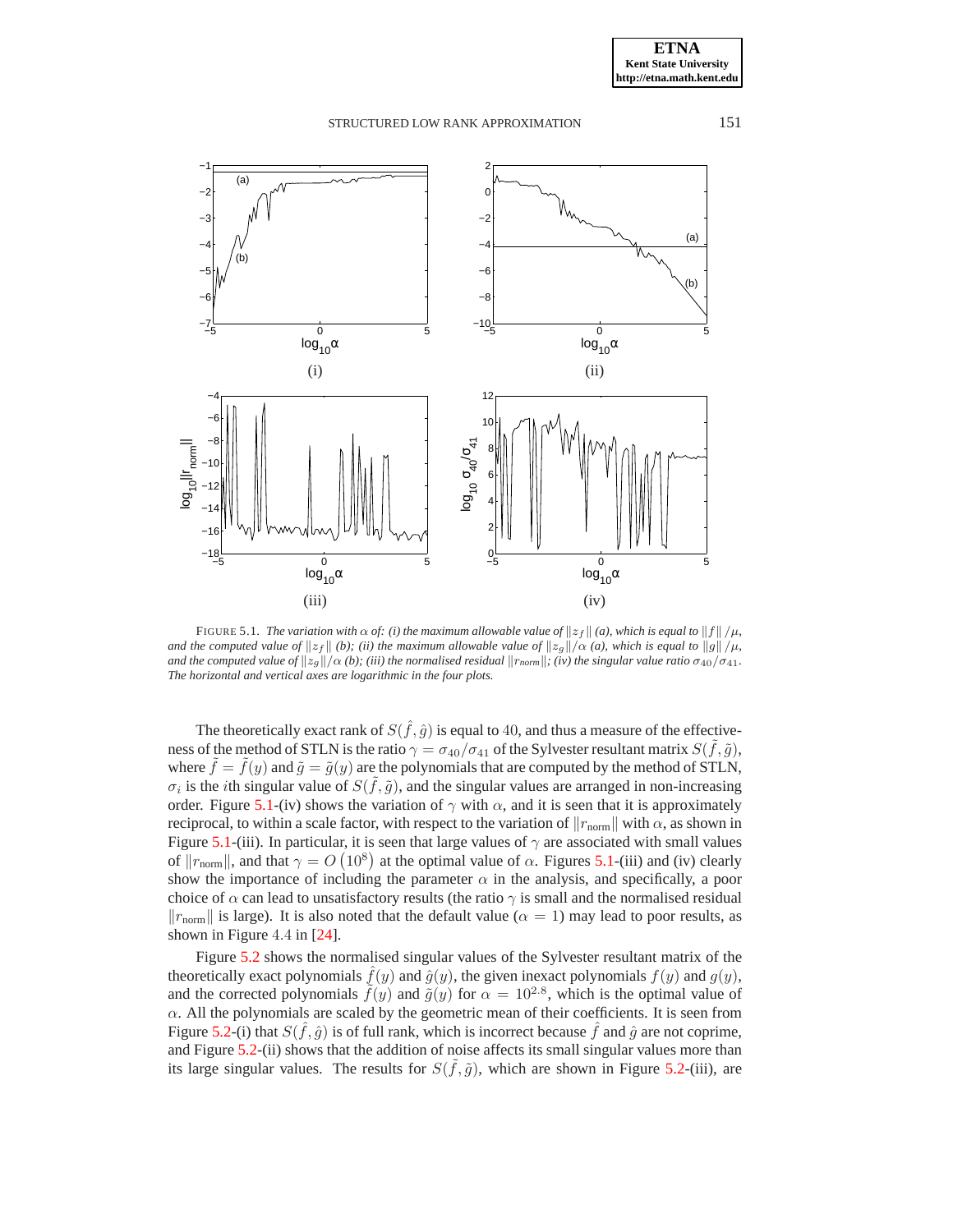FIGURE 5.1. *The variation with $\alpha$ of: (i) the maximum allowable value of $\|z_f\|$ (a), which is equal to $\|f\|/\mu$, and the computed value of $\|z_f\|$ (b); (ii) the maximum allowable value of $\|z_g\|/\alpha$ (a), which is equal to $\|g\|/\mu$, and the computed value of $\|z_g\|/\alpha$ (b); (iii) the normalised residual $\|r_{norm}\|$; (iv) the singular value ratio $\sigma_{40}/\sigma_{41}$. The horizontal and vertical axes are logarithmic in the four plots.*

The theoretically exact rank of $S(\hat{f},\hat{g})$ is equal to 40, and thus a measure of the effectiveness of the method of STLN is the ratio $\gamma = \sigma_{40}/\sigma_{41}$ of the Sylvester resultant matrix $S(\tilde{f},\tilde{g})$, where $\tilde{f} = \tilde{f}(y)$ and $\tilde{g} = \tilde{g}(y)$ are the polynomials that are computed by the method of STLN, $\sigma_i$ is the $i$th singular value of $S(\tilde{f},\tilde{g})$, and the singular values are arranged in non-increasing order. Figure 5.1-(iv) shows the variation of $\gamma$ with $\alpha$, and it is seen that it is approximately reciprocal, to within a scale factor, with respect to the variation of $\|r_{\text{norm}}\|$ with $\alpha$, as shown in Figure 5.1-(iii). In particular, it is seen that large values of $\gamma$ are associated with small values of $\|r_{\text{norm}}\|$, and that $\gamma = O\left(10^8\right)$ at the optimal value of $\alpha$. Figures 5.1-(iii) and (iv) clearly show the importance of including the parameter $\alpha$ in the analysis, and specifically, a poor choice of $\alpha$ can lead to unsatisfactory results (the ratio $\gamma$ is small and the normalised residual $\|r_{\text{norm}}\|$ is large). It is also noted that the default value ($\alpha = 1$) may lead to poor results, as shown in Figure 4.4 in [24].

Figure 5.2 shows the normalised singular values of the Sylvester resultant matrix of the theoretically exact polynomials $\hat{f}(y)$ and $\hat{g}(y)$, the given inexact polynomials $f(y)$ and $g(y)$, and the corrected polynomials $\tilde{f}(y)$ and $\tilde{g}(y)$ for $\alpha = 10^{2.8}$, which is the optimal value of $\alpha$. All the polynomials are scaled by the geometric mean of their coefficients. It is seen from Figure 5.2-(i) that $S(\hat{f},\hat{g})$ is of full rank, which is incorrect because $\hat{f}$ and $\hat{g}$ are not coprime, and Figure 5.2-(ii) shows that the addition of noise affects its small singular values more than its large singular values. The results for $S(\tilde{f},\tilde{g})$, which are shown in Figure 5.2-(iii), are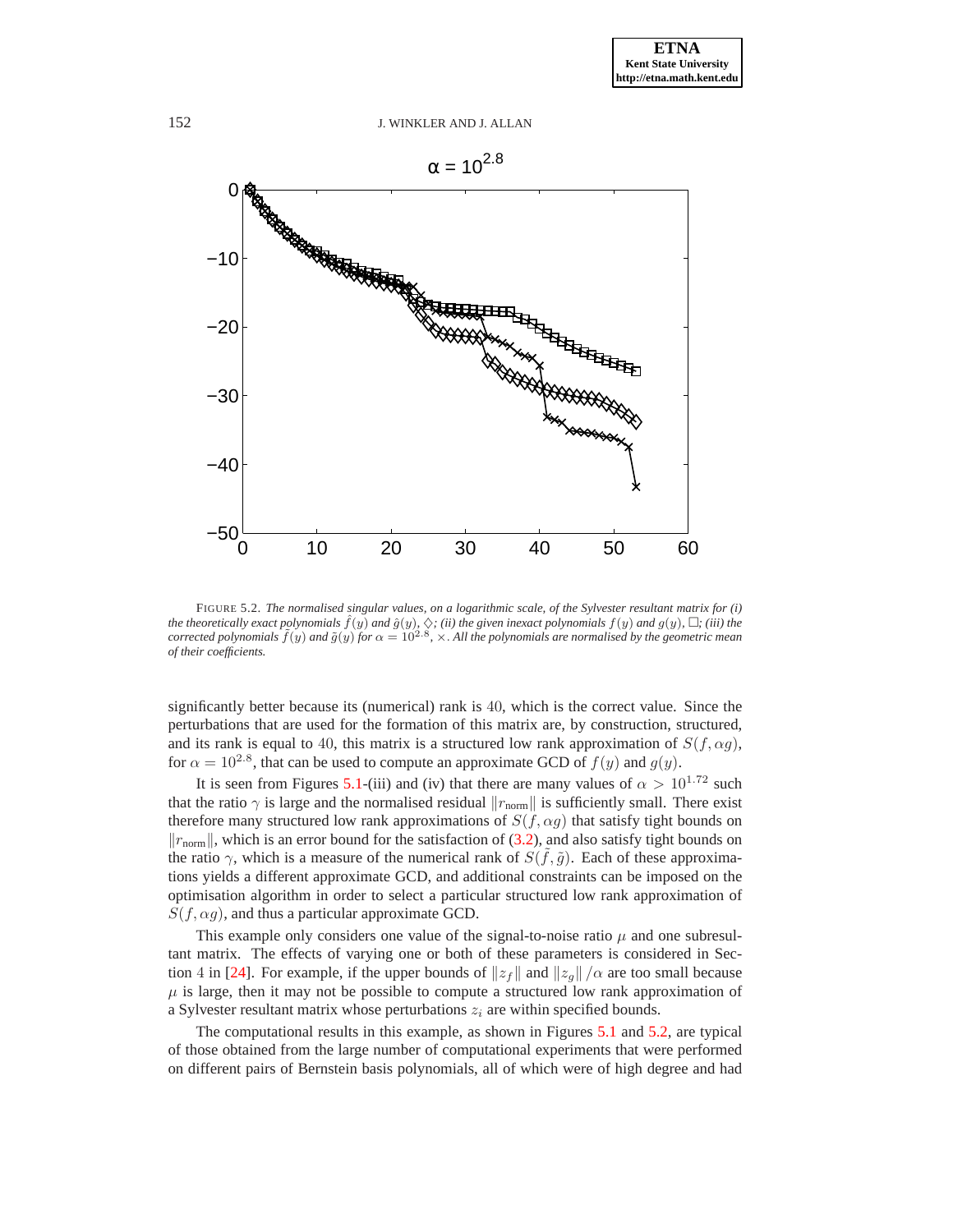FIGURE 5.2. *The normalised singular values, on a logarithmic scale, of the Sylvester resultant matrix for (i) the theoretically exact polynomials $\hat{f}(y)$ and $\hat{g}(y)$, $\diamond$; (ii) the given inexact polynomials $f(y)$ and $g(y)$, $\square$; (iii) the corrected polynomials $\tilde{f}(y)$ and $\tilde{g}(y)$ for $\alpha = 10^{2.8}$, $\times$. All the polynomials are normalised by the geometric mean of their coefficients.*

significantly better because its (numerical) rank is 40, which is the correct value. Since the perturbations that are used for the formation of this matrix are, by construction, structured, and its rank is equal to 40, this matrix is a structured low rank approximation of $S(f, \alpha g)$, for $\alpha = 10^{2.8}$, that can be used to compute an approximate GCD of $f(y)$ and $g(y)$.

It is seen from Figures 5.1-(iii) and (iv) that there are many values of $\alpha > 10^{1.72}$ such that the ratio $\gamma$ is large and the normalised residual $\|r_{\text{norm}}\|$ is sufficiently small. There exist therefore many structured low rank approximations of $S(f, \alpha g)$ that satisfy tight bounds on $\|r_{\text{norm}}\|$, which is an error bound for the satisfaction of (3.2), and also satisfy tight bounds on the ratio $\gamma$, which is a measure of the numerical rank of $S(\tilde{f}, \tilde{g})$. Each of these approximations yields a different approximate GCD, and additional constraints can be imposed on the optimisation algorithm in order to select a particular structured low rank approximation of $S(f, \alpha g)$, and thus a particular approximate GCD.

This example only considers one value of the signal-to-noise ratio $\mu$ and one subresultant matrix. The effects of varying one or both of these parameters is considered in Section 4 in [24]. For example, if the upper bounds of $\|z_f\|$ and $\|z_g\|/\alpha$ are too small because $\mu$ is large, then it may not be possible to compute a structured low rank approximation of a Sylvester resultant matrix whose perturbations $z_i$ are within specified bounds.

The computational results in this example, as shown in Figures 5.1 and 5.2, are typical of those obtained from the large number of computational experiments that were performed on different pairs of Bernstein basis polynomials, all of which were of high degree and had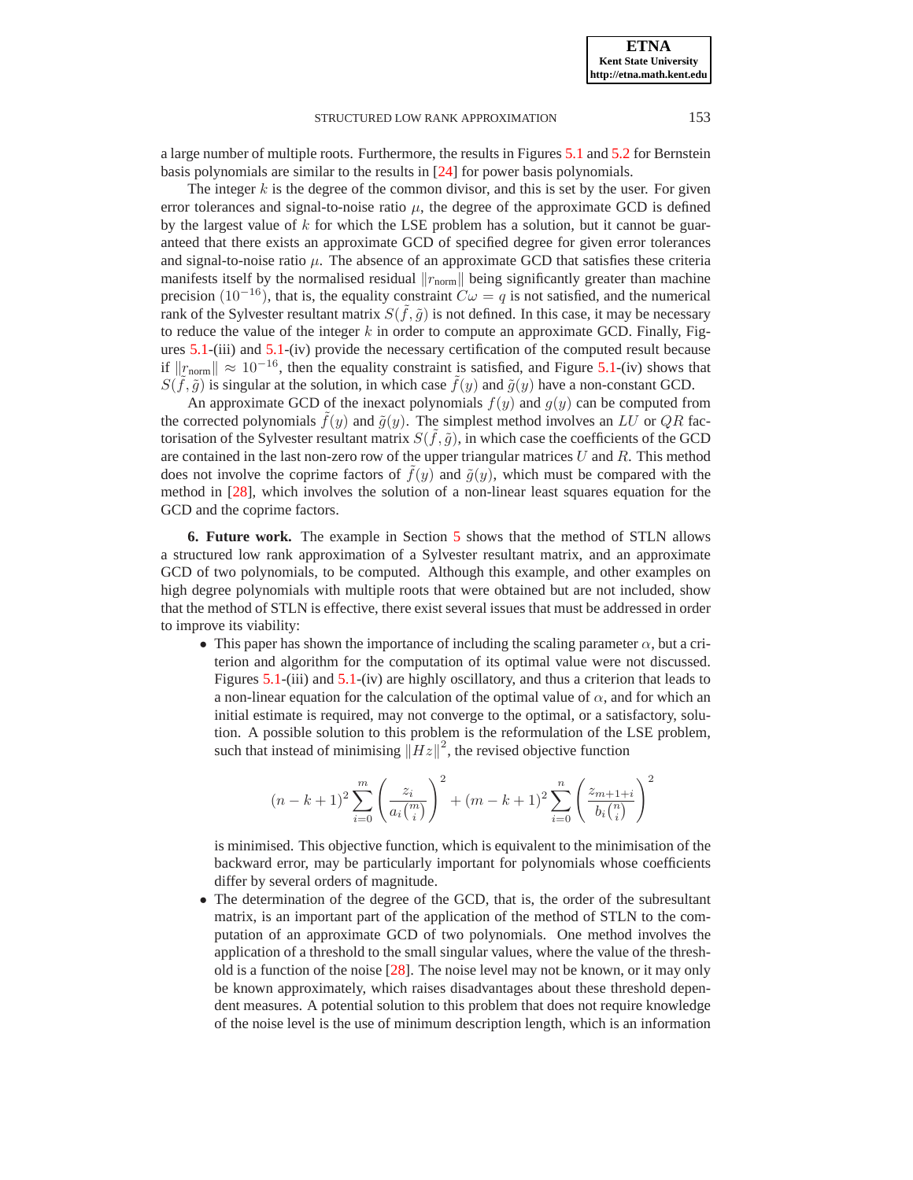a large number of multiple roots. Furthermore, the results in Figures 5.1 and 5.2 for Bernstein basis polynomials are similar to the results in [24] for power basis polynomials.

The integer $k$ is the degree of the common divisor, and this is set by the user. For given error tolerances and signal-to-noise ratio $\mu$, the degree of the approximate GCD is defined by the largest value of $k$ for which the LSE problem has a solution, but it cannot be guaranteed that there exists an approximate GCD of specified degree for given error tolerances and signal-to-noise ratio $\mu$. The absence of an approximate GCD that satisfies these criteria manifests itself by the normalised residual $\|r_{\text{norm}}\|$ being significantly greater than machine precision $(10^{-16})$, that is, the equality constraint $C\omega = q$ is not satisfied, and the numerical rank of the Sylvester resultant matrix $S(\tilde{f}, \tilde{g})$ is not defined. In this case, it may be necessary to reduce the value of the integer $k$ in order to compute an approximate GCD. Finally, Figures 5.1-(iii) and 5.1-(iv) provide the necessary certification of the computed result because if $\|r_{\text{norm}}\| \approx 10^{-16}$, then the equality constraint is satisfied, and Figure 5.1-(iv) shows that $S(\tilde{f}, \tilde{g})$ is singular at the solution, in which case $\tilde{f}(y)$ and $\tilde{g}(y)$ have a non-constant GCD.

An approximate GCD of the inexact polynomials $f(y)$ and $g(y)$ can be computed from the corrected polynomials $\tilde{f}(y)$ and $\tilde{g}(y)$. The simplest method involves an $LU$ or $QR$ factorisation of the Sylvester resultant matrix $S(\tilde{f}, \tilde{g})$, in which case the coefficients of the GCD are contained in the last non-zero row of the upper triangular matrices $U$ and $R$. This method does not involve the coprime factors of $\tilde{f}(y)$ and $\tilde{g}(y)$, which must be compared with the method in [28], which involves the solution of a non-linear least squares equation for the GCD and the coprime factors.

**6. Future work.** The example in Section 5 shows that the method of STLN allows a structured low rank approximation of a Sylvester resultant matrix, and an approximate GCD of two polynomials, to be computed. Although this example, and other examples on high degree polynomials with multiple roots that were obtained but are not included, show that the method of STLN is effective, there exist several issues that must be addressed in order to improve its viability:

- This paper has shown the importance of including the scaling parameter $\alpha$, but a criterion and algorithm for the computation of its optimal value were not discussed. Figures 5.1-(iii) and 5.1-(iv) are highly oscillatory, and thus a criterion that leads to a non-linear equation for the calculation of the optimal value of $\alpha$, and for which an initial estimate is required, may not converge to the optimal, or a satisfactory, solution. A possible solution to this problem is the reformulation of the LSE problem, such that instead of minimising $\|Hz\|^2$, the revised objective function

$$(n-k+1)^2 \sum_{i=0}^{m} \left( \frac{z_i}{a_i \binom{m}{i}} \right)^2 + (m-k+1)^2 \sum_{i=0}^{n} \left( \frac{z_{m+1+i}}{b_i \binom{n}{i}} \right)^2$$

  is minimised. This objective function, which is equivalent to the minimisation of the backward error, may be particularly important for polynomials whose coefficients differ by several orders of magnitude.
- The determination of the degree of the GCD, that is, the order of the subresultant matrix, is an important part of the application of the method of STLN to the computation of an approximate GCD of two polynomials. One method involves the application of a threshold to the small singular values, where the value of the threshold is a function of the noise [28]. The noise level may not be known, or it may only be known approximately, which raises disadvantages about these threshold dependent measures. A potential solution to this problem that does not require knowledge of the noise level is the use of minimum description length, which is an information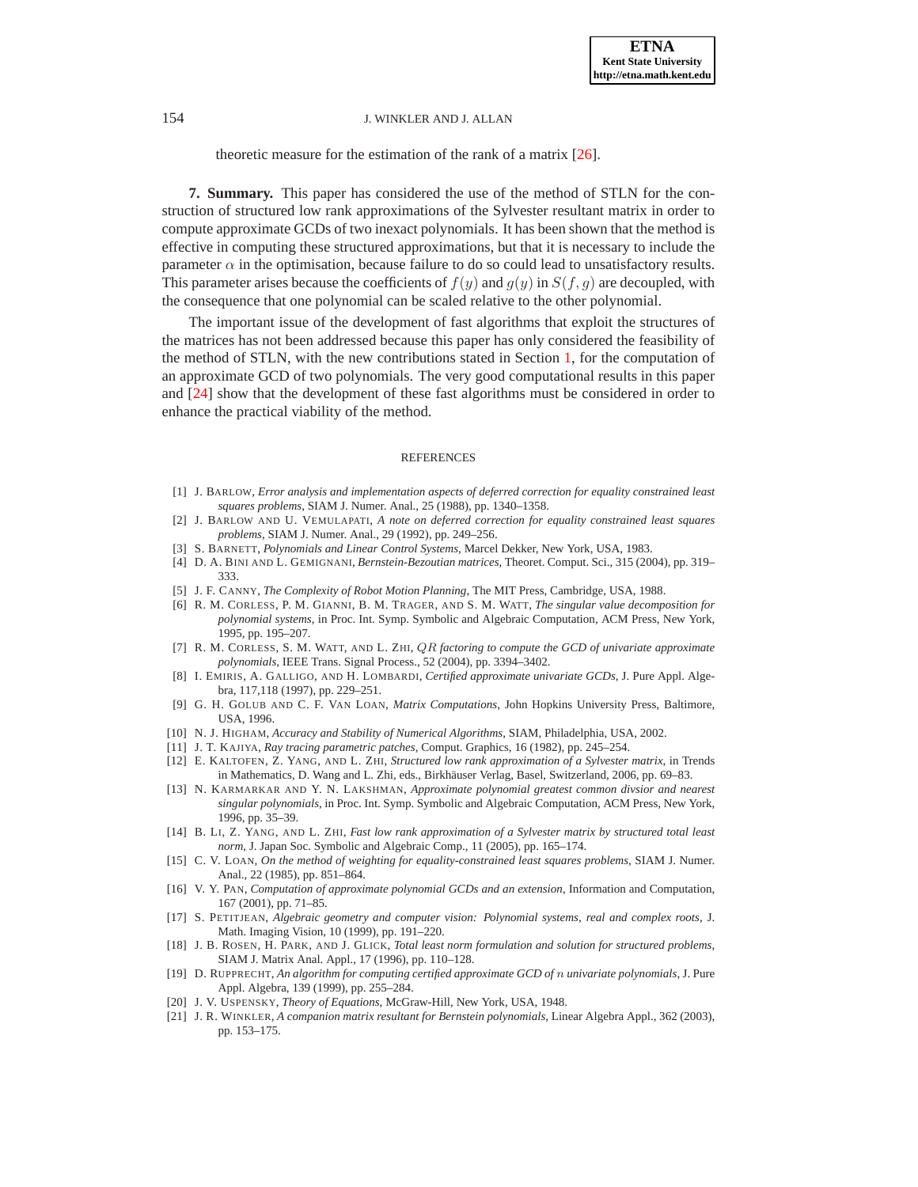theoretic measure for the estimation of the rank of a matrix [26].

**7. Summary.** This paper has considered the use of the method of STLN for the construction of structured low rank approximations of the Sylvester resultant matrix in order to compute approximate GCDs of two inexact polynomials. It has been shown that the method is effective in computing these structured approximations, but that it is necessary to include the parameter $\alpha$ in the optimisation, because failure to do so could lead to unsatisfactory results. This parameter arises because the coefficients of $f(y)$ and $g(y)$ in $S(f, g)$ are decoupled, with the consequence that one polynomial can be scaled relative to the other polynomial.

The important issue of the development of fast algorithms that exploit the structures of the matrices has not been addressed because this paper has only considered the feasibility of the method of STLN, with the new contributions stated in Section 1, for the computation of an approximate GCD of two polynomials. The very good computational results in this paper and [24] show that the development of these fast algorithms must be considered in order to enhance the practical viability of the method.

REFERENCES

[1] J. Barlow, *Error analysis and implementation aspects of deferred correction for equality constrained least squares problems*, SIAM J. Numer. Anal., 25 (1988), pp. 1340–1358.

[2] J. Barlow and U. Vemulapati, *A note on deferred correction for equality constrained least squares problems*, SIAM J. Numer. Anal., 29 (1992), pp. 249–256.

[3] S. Barnett, *Polynomials and Linear Control Systems*, Marcel Dekker, New York, USA, 1983.

[4] D. A. Bini and L. Gemignani, *Bernstein-Bezoutian matrices*, Theoret. Comput. Sci., 315 (2004), pp. 319–333.

[5] J. F. Canny, *The Complexity of Robot Motion Planning*, The MIT Press, Cambridge, USA, 1988.

[6] R. M. Corless, P. M. Gianni, B. M. Trager, and S. M. Watt, *The singular value decomposition for polynomial systems*, in Proc. Int. Symp. Symbolic and Algebraic Computation, ACM Press, New York, 1995, pp. 195–207.

[7] R. M. Corless, S. M. Watt, and L. Zhi, *$QR$ factoring to compute the GCD of univariate approximate polynomials*, IEEE Trans. Signal Process., 52 (2004), pp. 3394–3402.

[8] I. Emiris, A. Galligo, and H. Lombardi, *Certified approximate univariate GCDs*, J. Pure Appl. Algebra, 117,118 (1997), pp. 229–251.

[9] G. H. Golub and C. F. Van Loan, *Matrix Computations*, John Hopkins University Press, Baltimore, USA, 1996.

[10] N. J. Higham, *Accuracy and Stability of Numerical Algorithms*, SIAM, Philadelphia, USA, 2002.

[11] J. T. Kajiya, *Ray tracing parametric patches*, Comput. Graphics, 16 (1982), pp. 245–254.

[12] E. Kaltofen, Z. Yang, and L. Zhi, *Structured low rank approximation of a Sylvester matrix*, in Trends in Mathematics, D. Wang and L. Zhi, eds., Birkhäuser Verlag, Basel, Switzerland, 2006, pp. 69–83.

[13] N. Karmarkar and Y. N. Lakshman, *Approximate polynomial greatest common divsior and nearest singular polynomials*, in Proc. Int. Symp. Symbolic and Algebraic Computation, ACM Press, New York, 1996, pp. 35–39.

[14] B. Li, Z. Yang, and L. Zhi, *Fast low rank approximation of a Sylvester matrix by structured total least norm*, J. Japan Soc. Symbolic and Algebraic Comp., 11 (2005), pp. 165–174.

[15] C. V. Loan, *On the method of weighting for equality-constrained least squares problems*, SIAM J. Numer. Anal., 22 (1985), pp. 851–864.

[16] V. Y. Pan, *Computation of approximate polynomial GCDs and an extension*, Information and Computation, 167 (2001), pp. 71–85.

[17] S. Petitjean, *Algebraic geometry and computer vision: Polynomial systems, real and complex roots*, J. Math. Imaging Vision, 10 (1999), pp. 191–220.

[18] J. B. Rosen, H. Park, and J. Glick, *Total least norm formulation and solution for structured problems*, SIAM J. Matrix Anal. Appl., 17 (1996), pp. 110–128.

[19] D. Rupprecht, *An algorithm for computing certified approximate GCD of $n$ univariate polynomials*, J. Pure Appl. Algebra, 139 (1999), pp. 255–284.

[20] J. V. Uspensky, *Theory of Equations*, McGraw-Hill, New York, USA, 1948.

[21] J. R. Winkler, *A companion matrix resultant for Bernstein polynomials*, Linear Algebra Appl., 362 (2003), pp. 153–175.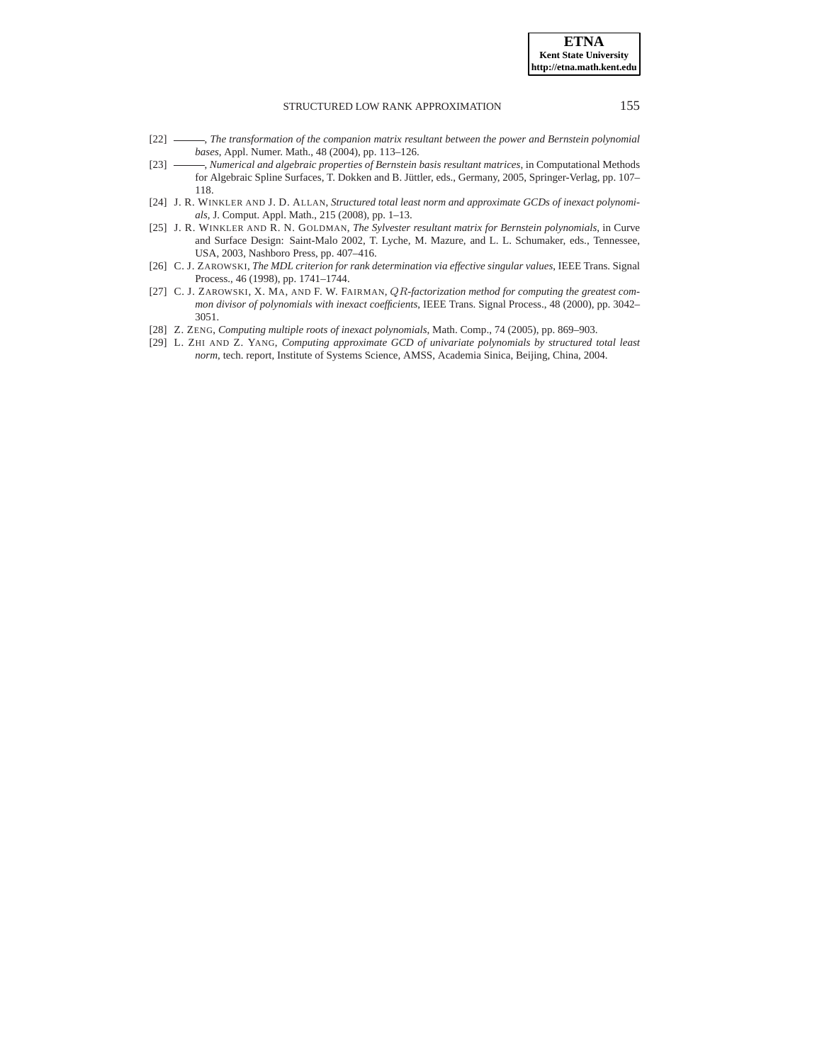[22] ———, *The transformation of the companion matrix resultant between the power and Bernstein polynomial bases*, Appl. Numer. Math., 48 (2004), pp. 113–126.

[23] ———, *Numerical and algebraic properties of Bernstein basis resultant matrices*, in Computational Methods for Algebraic Spline Surfaces, T. Dokken and B. Jüttler, eds., Germany, 2005, Springer-Verlag, pp. 107–118.

[24] J. R. Winkler and J. D. Allan, *Structured total least norm and approximate GCDs of inexact polynomials*, J. Comput. Appl. Math., 215 (2008), pp. 1–13.

[25] J. R. Winkler and R. N. Goldman, *The Sylvester resultant matrix for Bernstein polynomials*, in Curve and Surface Design: Saint-Malo 2002, T. Lyche, M. Mazure, and L. L. Schumaker, eds., Tennessee, USA, 2003, Nashboro Press, pp. 407–416.

[26] C. J. Zarowski, *The MDL criterion for rank determination via effective singular values*, IEEE Trans. Signal Process., 46 (1998), pp. 1741–1744.

[27] C. J. Zarowski, X. Ma, and F. W. Fairman, *$QR$-factorization method for computing the greatest common divisor of polynomials with inexact coefficients*, IEEE Trans. Signal Process., 48 (2000), pp. 3042–3051.

[28] Z. Zeng, *Computing multiple roots of inexact polynomials*, Math. Comp., 74 (2005), pp. 869–903.

[29] L. Zhi and Z. Yang, *Computing approximate GCD of univariate polynomials by structured total least norm*, tech. report, Institute of Systems Science, AMSS, Academia Sinica, Beijing, China, 2004.